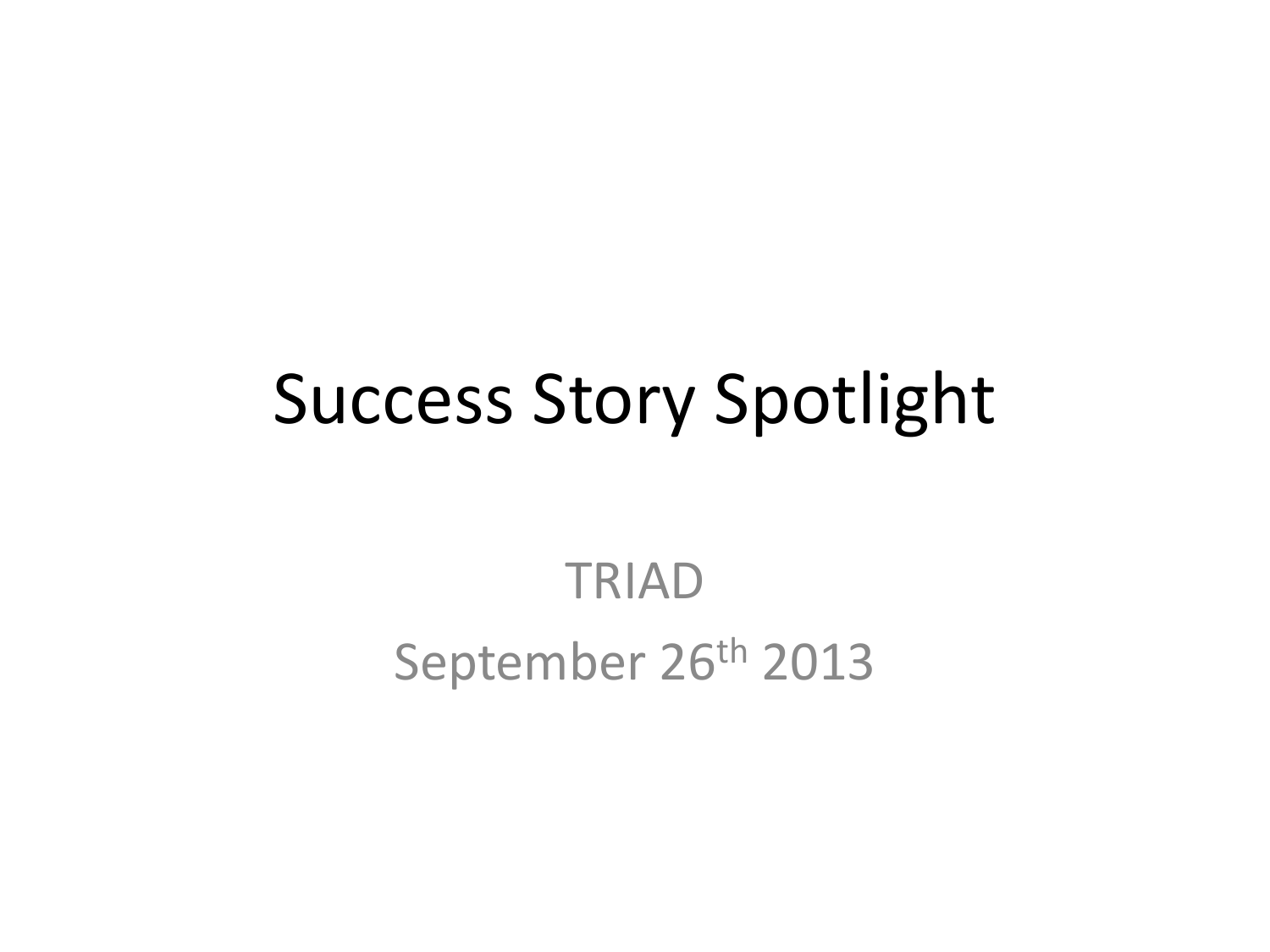# Success Story Spotlight

TRIAD

September 26th 2013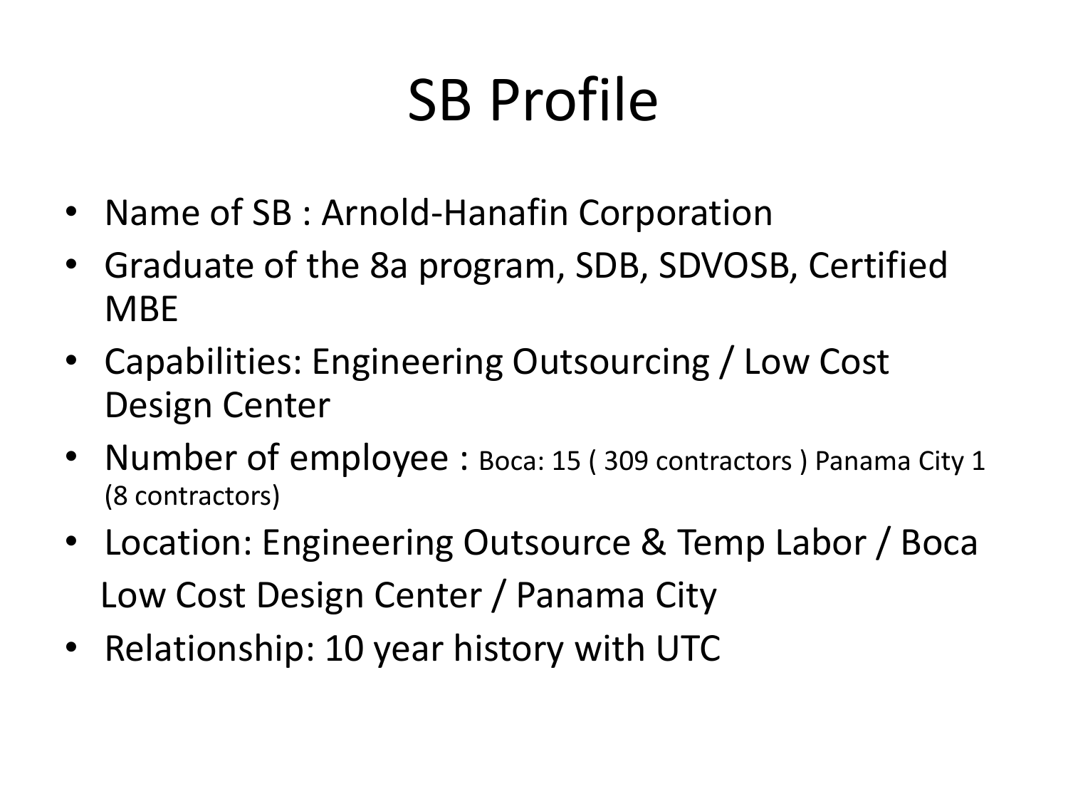# SB Profile

- Name of SB : Arnold-Hanafin Corporation
- Graduate of the 8a program, SDB, SDVOSB, Certified MBE
- Capabilities: Engineering Outsourcing / Low Cost Design Center
- Number of employee : Boca: 15 ( 309 contractors ) Panama City 1 (8 contractors)
- Location: Engineering Outsource & Temp Labor / Boca
  Low Cost Design Center / Panama City
- Relationship: 10 year history with UTC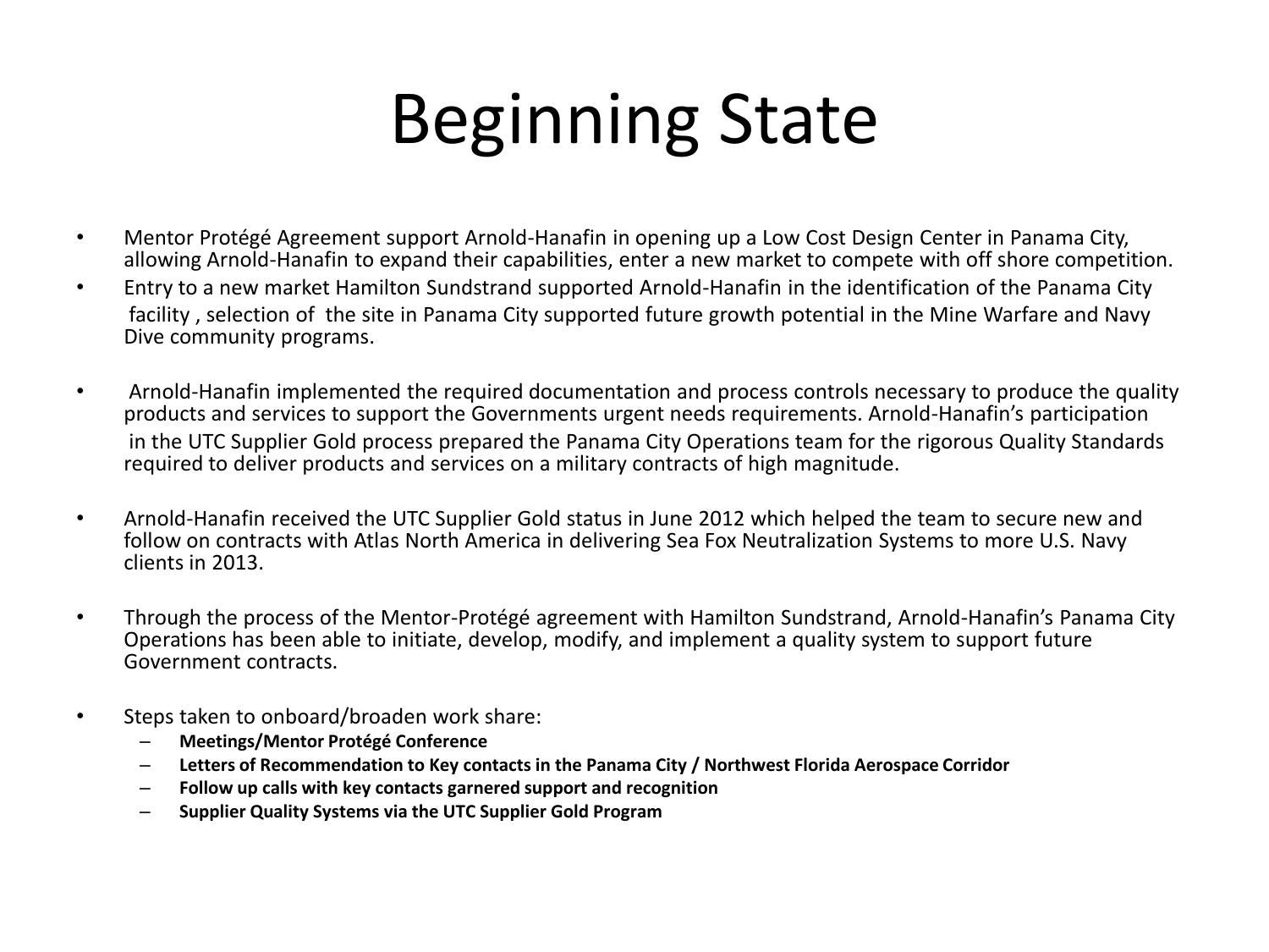# Beginning State

- Mentor Protégé Agreement support Arnold-Hanafin in opening up a Low Cost Design Center in Panama City, allowing Arnold-Hanafin to expand their capabilities, enter a new market to compete with off shore competition.
- Entry to a new market Hamilton Sundstrand supported Arnold-Hanafin in the identification of the Panama City facility , selection of the site in Panama City supported future growth potential in the Mine Warfare and Navy Dive community programs.
- Arnold-Hanafin implemented the required documentation and process controls necessary to produce the quality products and services to support the Governments urgent needs requirements. Arnold-Hanafin's participation in the UTC Supplier Gold process prepared the Panama City Operations team for the rigorous Quality Standards required to deliver products and services on a military contracts of high magnitude.
- Arnold-Hanafin received the UTC Supplier Gold status in June 2012 which helped the team to secure new and follow on contracts with Atlas North America in delivering Sea Fox Neutralization Systems to more U.S. Navy clients in 2013.
- Through the process of the Mentor-Protégé agreement with Hamilton Sundstrand, Arnold-Hanafin's Panama City Operations has been able to initiate, develop, modify, and implement a quality system to support future Government contracts.
- Steps taken to onboard/broaden work share:
  - **Meetings/Mentor Protégé Conference**
  - **Letters of Recommendation to Key contacts in the Panama City / Northwest Florida Aerospace Corridor**
  - **Follow up calls with key contacts garnered support and recognition**
  - **Supplier Quality Systems via the UTC Supplier Gold Program**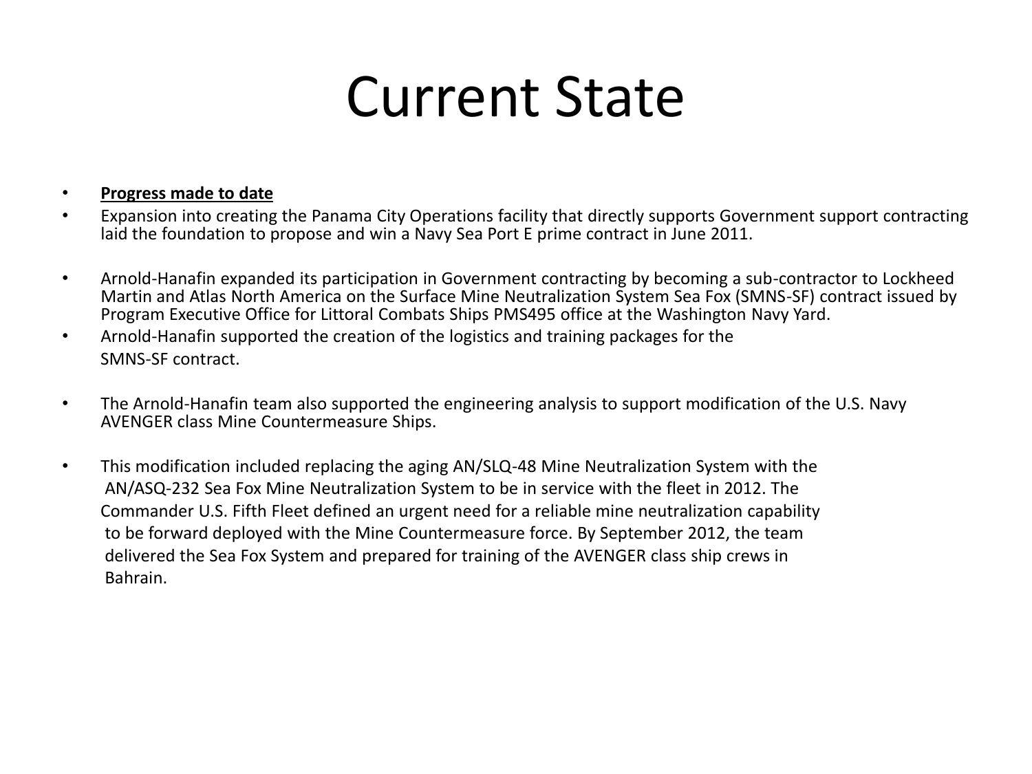# Current State

- **Progress made to date**
- Expansion into creating the Panama City Operations facility that directly supports Government support contracting laid the foundation to propose and win a Navy Sea Port E prime contract in June 2011.
- Arnold-Hanafin expanded its participation in Government contracting by becoming a sub-contractor to Lockheed Martin and Atlas North America on the Surface Mine Neutralization System Sea Fox (SMNS-SF) contract issued by Program Executive Office for Littoral Combats Ships PMS495 office at the Washington Navy Yard.
- Arnold-Hanafin supported the creation of the logistics and training packages for the SMNS-SF contract.
- The Arnold-Hanafin team also supported the engineering analysis to support modification of the U.S. Navy AVENGER class Mine Countermeasure Ships.
- This modification included replacing the aging AN/SLQ-48 Mine Neutralization System with the AN/ASQ-232 Sea Fox Mine Neutralization System to be in service with the fleet in 2012. The Commander U.S. Fifth Fleet defined an urgent need for a reliable mine neutralization capability to be forward deployed with the Mine Countermeasure force. By September 2012, the team delivered the Sea Fox System and prepared for training of the AVENGER class ship crews in Bahrain.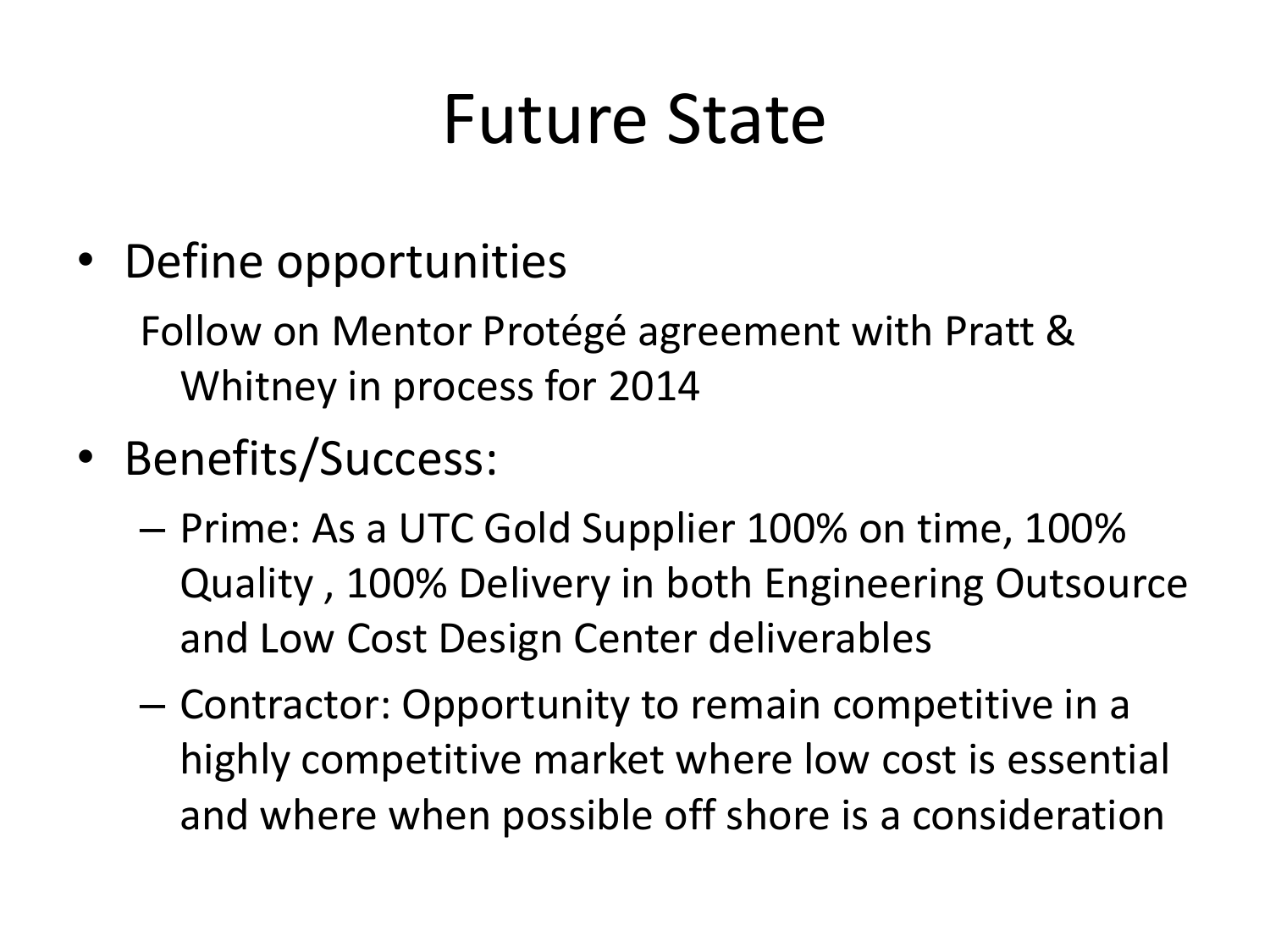# Future State

- Define opportunities

  Follow on Mentor Protégé agreement with Pratt & Whitney in process for 2014

- Benefits/Success:
  - Prime: As a UTC Gold Supplier 100% on time, 100% Quality , 100% Delivery in both Engineering Outsource and Low Cost Design Center deliverables
  - Contractor: Opportunity to remain competitive in a highly competitive market where low cost is essential and where when possible off shore is a consideration